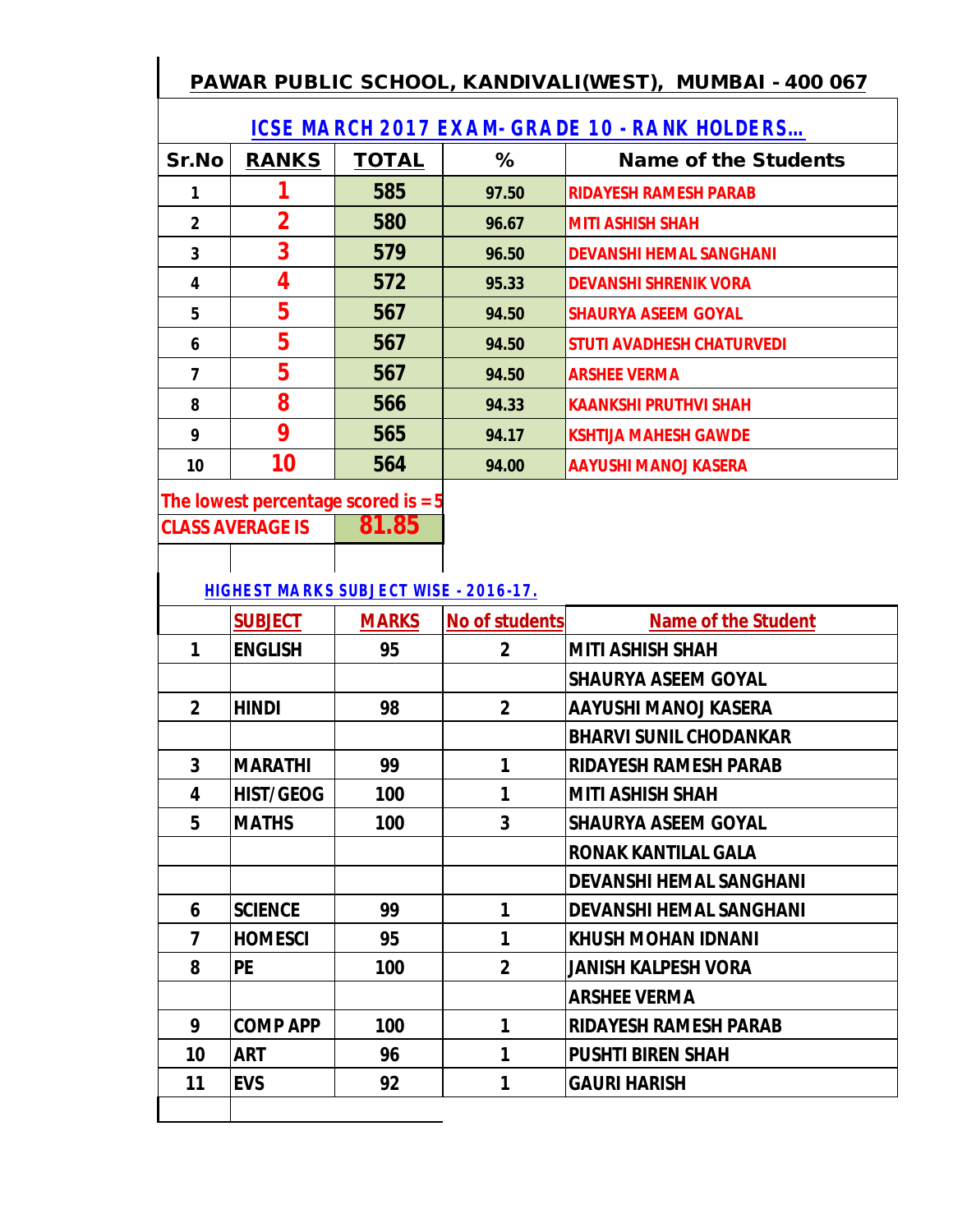# PAWAR PUBLIC SCHOOL, KANDIVALI(WEST), MUMBAI - 400 067

## ICSE MARCH 2017 EXAM- GRADE 10 - RANK HOLDERS...

| Sr.No | RANKS | TOTAL | % | Name of the Students |
|---|---|---|---|---|
| 1 | 1 | 585 | 97.50 | RIDAYESH RAMESH PARAB |
| 2 | 2 | 580 | 96.67 | MITI ASHISH SHAH |
| 3 | 3 | 579 | 96.50 | DEVANSHI HEMAL SANGHANI |
| 4 | 4 | 572 | 95.33 | DEVANSHI SHRENIK VORA |
| 5 | 5 | 567 | 94.50 | SHAURYA ASEEM GOYAL |
| 6 | 5 | 567 | 94.50 | STUTI AVADHESH CHATURVEDI |
| 7 | 5 | 567 | 94.50 | ARSHEE VERMA |
| 8 | 8 | 566 | 94.33 | KAANKSHI PRUTHVI SHAH |
| 9 | 9 | 565 | 94.17 | KSHTIJA MAHESH GAWDE |
| 10 | 10 | 564 | 94.00 | AAYUSHI MANOJ KASERA |

The lowest percentage scored is = 5

CLASS AVERAGE IS **81.85**

## HIGHEST MARKS SUBJECT WISE - 2016-17.

| | SUBJECT | MARKS | No of students | Name of the Student |
|---|---|---|---|---|
| 1 | ENGLISH | 95 | 2 | MITI ASHISH SHAH |
| | | | | SHAURYA ASEEM GOYAL |
| 2 | HINDI | 98 | 2 | AAYUSHI MANOJ KASERA |
| | | | | BHARVI SUNIL CHODANKAR |
| 3 | MARATHI | 99 | 1 | RIDAYESH RAMESH PARAB |
| 4 | HIST/GEOG | 100 | 1 | MITI ASHISH SHAH |
| 5 | MATHS | 100 | 3 | SHAURYA ASEEM GOYAL |
| | | | | RONAK KANTILAL GALA |
| | | | | DEVANSHI HEMAL SANGHANI |
| 6 | SCIENCE | 99 | 1 | DEVANSHI HEMAL SANGHANI |
| 7 | HOMESCI | 95 | 1 | KHUSH MOHAN IDNANI |
| 8 | PE | 100 | 2 | JANISH KALPESH VORA |
| | | | | ARSHEE VERMA |
| 9 | COMP APP | 100 | 1 | RIDAYESH RAMESH PARAB |
| 10 | ART | 96 | 1 | PUSHTI BIREN SHAH |
| 11 | EVS | 92 | 1 | GAURI HARISH |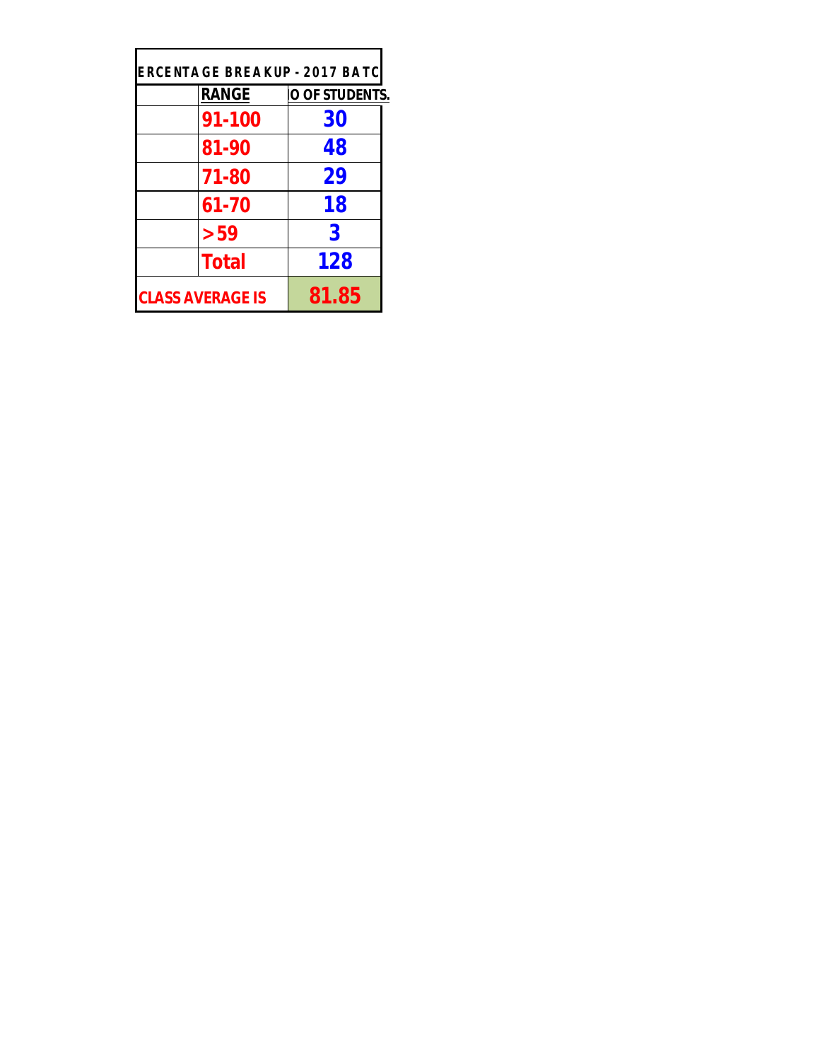| ERCENTAGE BREAKUP - 2017 BATC | | |
|---|---|---|
| | RANGE | O OF STUDENTS. |
| | 91-100 | 30 |
| | 81-90 | 48 |
| | 71-80 | 29 |
| | 61-70 | 18 |
| | >59 | 3 |
| | Total | 128 |
| CLASS AVERAGE IS | | 81.85 |